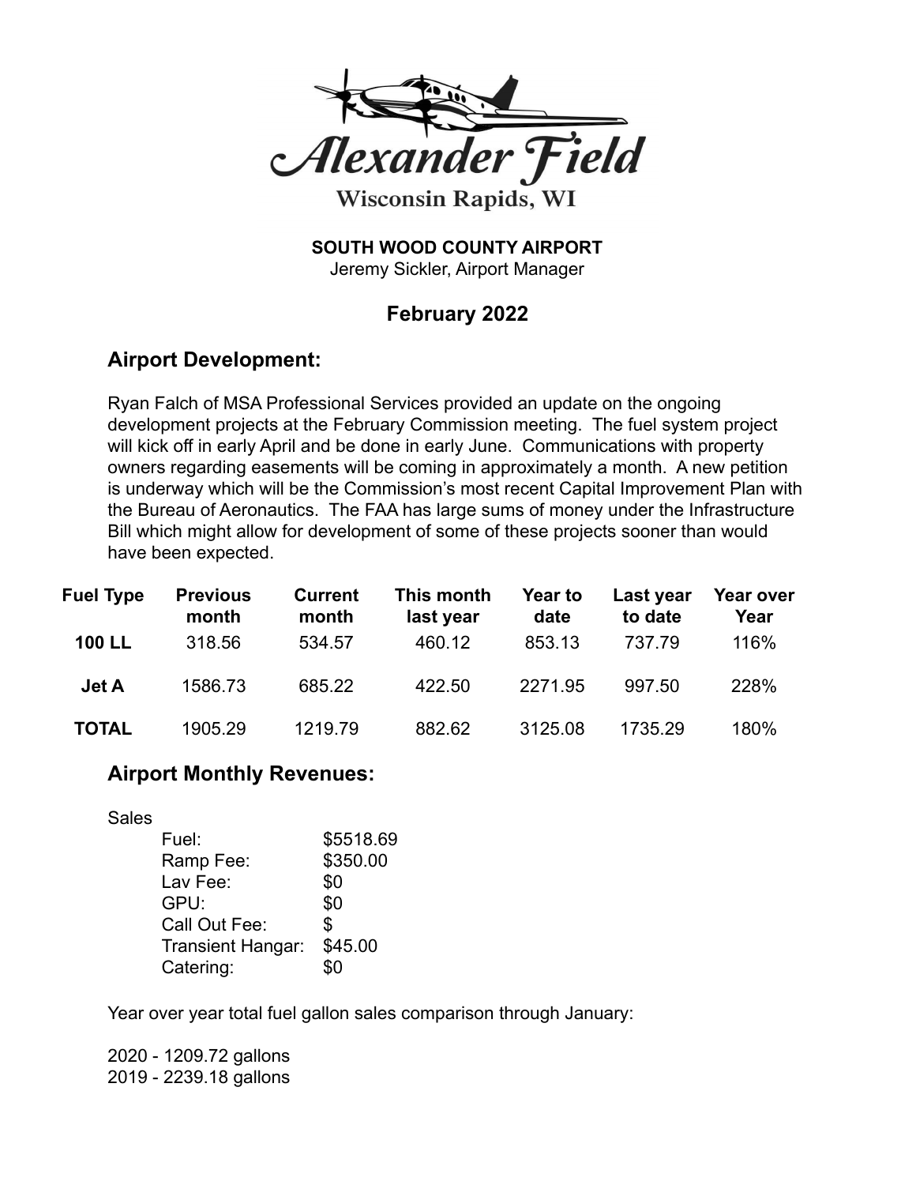# Alexander Field

Wisconsin Rapids, WI

**SOUTH WOOD COUNTY AIRPORT**
Jeremy Sickler, Airport Manager

## February 2022

## Airport Development:

Ryan Falch of MSA Professional Services provided an update on the ongoing development projects at the February Commission meeting. The fuel system project will kick off in early April and be done in early June. Communications with property owners regarding easements will be coming in approximately a month. A new petition is underway which will be the Commission's most recent Capital Improvement Plan with the Bureau of Aeronautics. The FAA has large sums of money under the Infrastructure Bill which might allow for development of some of these projects sooner than would have been expected.

| Fuel Type | Previous month | Current month | This month last year | Year to date | Last year to date | Year over Year |
|---|---|---|---|---|---|---|
| **100 LL** | 318.56 | 534.57 | 460.12 | 853.13 | 737.79 | 116% |
| **Jet A** | 1586.73 | 685.22 | 422.50 | 2271.95 | 997.50 | 228% |
| **TOTAL** | 1905.29 | 1219.79 | 882.62 | 3125.08 | 1735.29 | 180% |

## Airport Monthly Revenues:

Sales

| | |
|---|---|
| Fuel: | $5518.69 |
| Ramp Fee: | $350.00 |
| Lav Fee: | $0 |
| GPU: | $0 |
| Call Out Fee: | $ |
| Transient Hangar: | $45.00 |
| Catering: | $0 |

Year over year total fuel gallon sales comparison through January:

2020 - 1209.72 gallons
2019 - 2239.18 gallons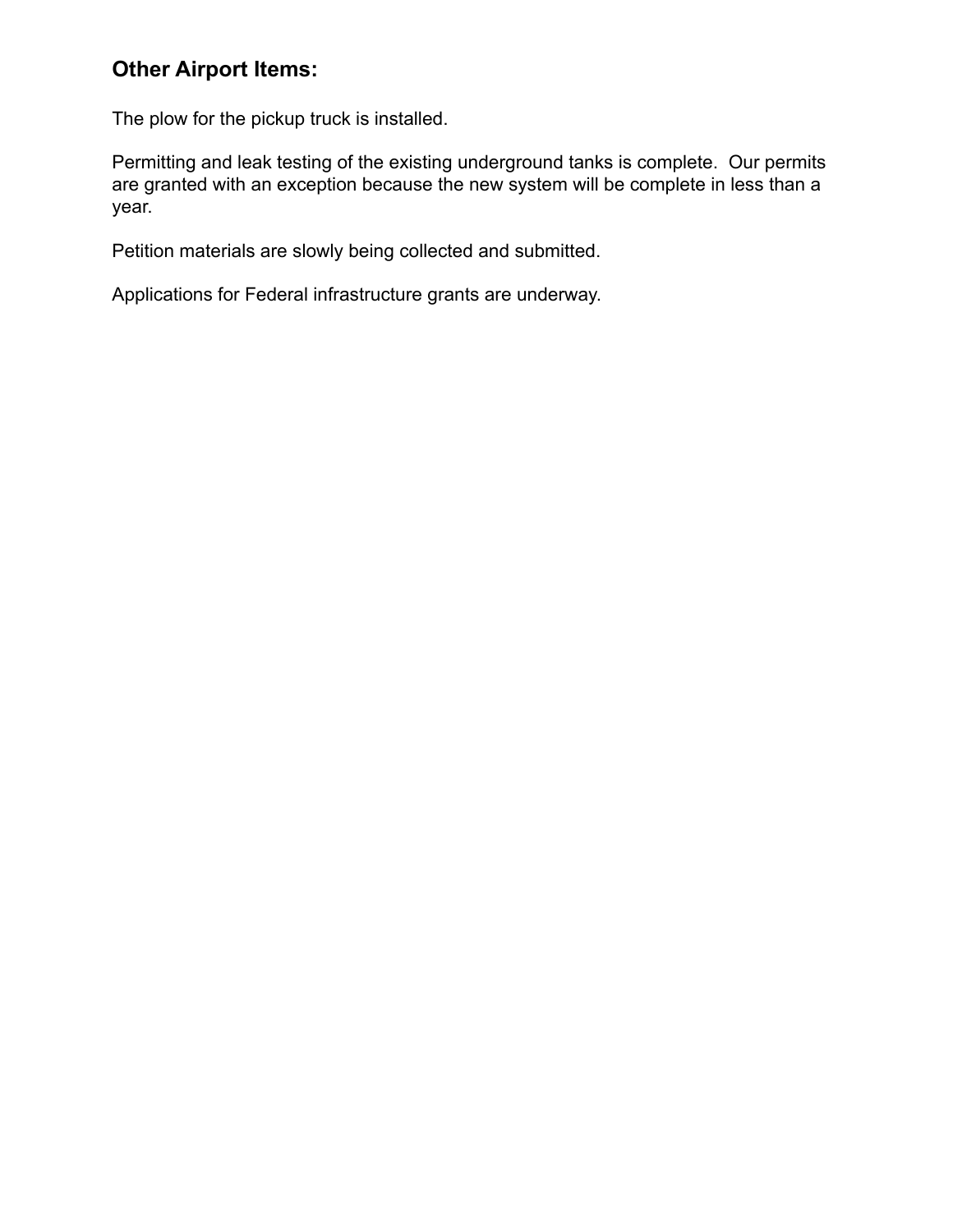## Other Airport Items:

The plow for the pickup truck is installed.

Permitting and leak testing of the existing underground tanks is complete.  Our permits are granted with an exception because the new system will be complete in less than a year.

Petition materials are slowly being collected and submitted.

Applications for Federal infrastructure grants are underway.